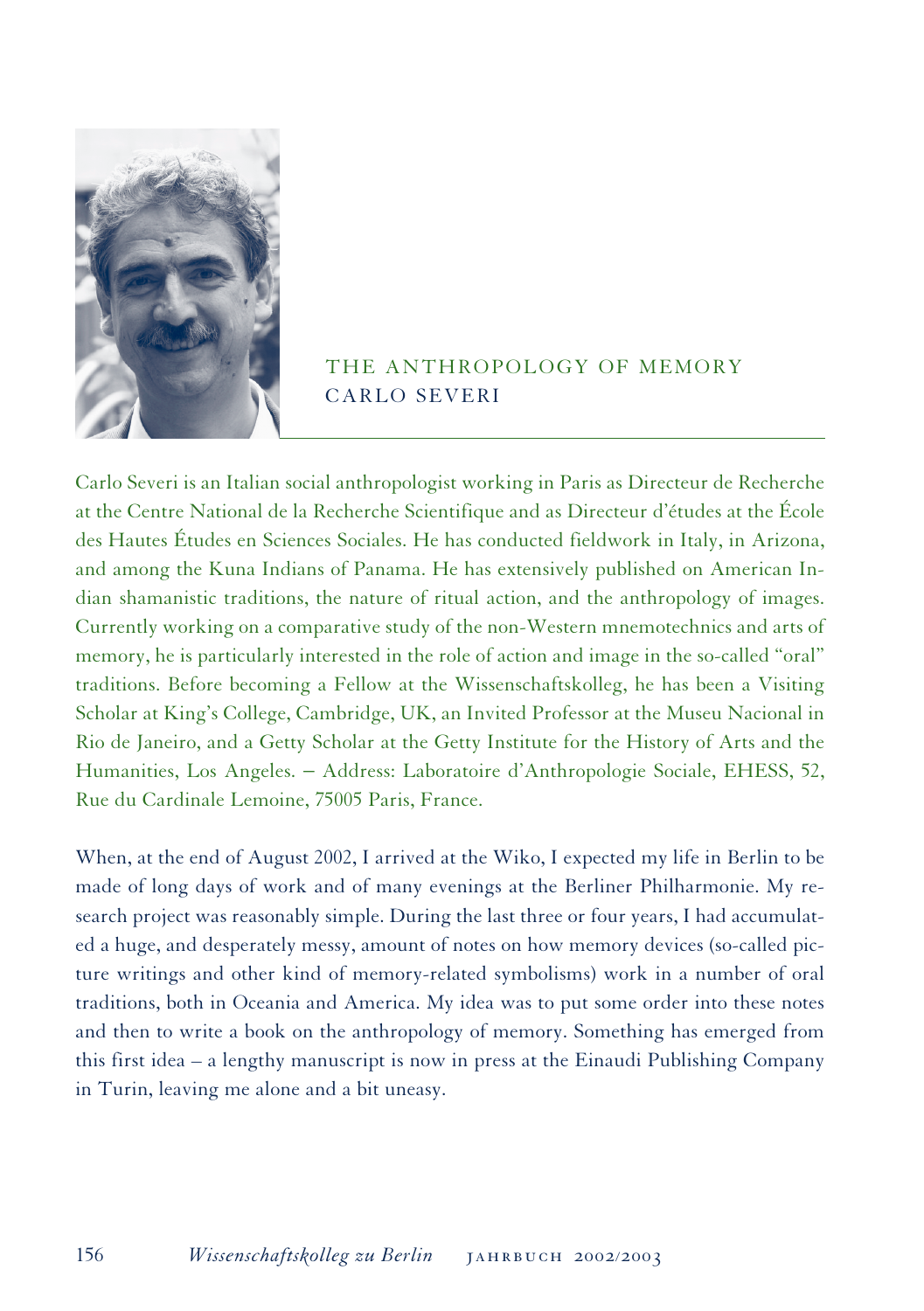# THE ANTHROPOLOGY OF MEMORY

## CARLO SEVERI

Carlo Severi is an Italian social anthropologist working in Paris as Directeur de Recherche at the Centre National de la Recherche Scientifique and as Directeur d'études at the École des Hautes Études en Sciences Sociales. He has conducted fieldwork in Italy, in Arizona, and among the Kuna Indians of Panama. He has extensively published on American Indian shamanistic traditions, the nature of ritual action, and the anthropology of images. Currently working on a comparative study of the non-Western mnemotechnics and arts of memory, he is particularly interested in the role of action and image in the so-called "oral" traditions. Before becoming a Fellow at the Wissenschaftskolleg, he has been a Visiting Scholar at King's College, Cambridge, UK, an Invited Professor at the Museu Nacional in Rio de Janeiro, and a Getty Scholar at the Getty Institute for the History of Arts and the Humanities, Los Angeles. – Address: Laboratoire d'Anthropologie Sociale, EHESS, 52, Rue du Cardinale Lemoine, 75005 Paris, France.

When, at the end of August 2002, I arrived at the Wiko, I expected my life in Berlin to be made of long days of work and of many evenings at the Berliner Philharmonie. My research project was reasonably simple. During the last three or four years, I had accumulated a huge, and desperately messy, amount of notes on how memory devices (so-called picture writings and other kind of memory-related symbolisms) work in a number of oral traditions, both in Oceania and America. My idea was to put some order into these notes and then to write a book on the anthropology of memory. Something has emerged from this first idea – a lengthy manuscript is now in press at the Einaudi Publishing Company in Turin, leaving me alone and a bit uneasy.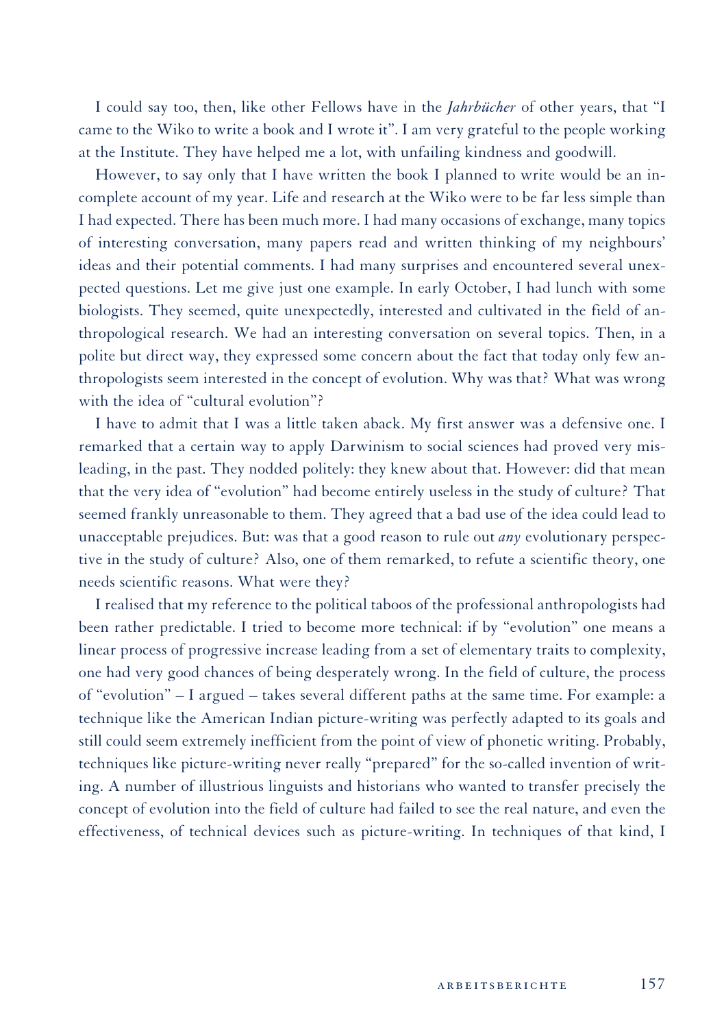I could say too, then, like other Fellows have in the *Jahrbücher* of other years, that "I came to the Wiko to write a book and I wrote it". I am very grateful to the people working at the Institute. They have helped me a lot, with unfailing kindness and goodwill.

However, to say only that I have written the book I planned to write would be an incomplete account of my year. Life and research at the Wiko were to be far less simple than I had expected. There has been much more. I had many occasions of exchange, many topics of interesting conversation, many papers read and written thinking of my neighbours' ideas and their potential comments. I had many surprises and encountered several unexpected questions. Let me give just one example. In early October, I had lunch with some biologists. They seemed, quite unexpectedly, interested and cultivated in the field of anthropological research. We had an interesting conversation on several topics. Then, in a polite but direct way, they expressed some concern about the fact that today only few anthropologists seem interested in the concept of evolution. Why was that? What was wrong with the idea of "cultural evolution"?

I have to admit that I was a little taken aback. My first answer was a defensive one. I remarked that a certain way to apply Darwinism to social sciences had proved very misleading, in the past. They nodded politely: they knew about that. However: did that mean that the very idea of "evolution" had become entirely useless in the study of culture? That seemed frankly unreasonable to them. They agreed that a bad use of the idea could lead to unacceptable prejudices. But: was that a good reason to rule out *any* evolutionary perspective in the study of culture? Also, one of them remarked, to refute a scientific theory, one needs scientific reasons. What were they?

I realised that my reference to the political taboos of the professional anthropologists had been rather predictable. I tried to become more technical: if by "evolution" one means a linear process of progressive increase leading from a set of elementary traits to complexity, one had very good chances of being desperately wrong. In the field of culture, the process of "evolution" – I argued – takes several different paths at the same time. For example: a technique like the American Indian picture-writing was perfectly adapted to its goals and still could seem extremely inefficient from the point of view of phonetic writing. Probably, techniques like picture-writing never really "prepared" for the so-called invention of writing. A number of illustrious linguists and historians who wanted to transfer precisely the concept of evolution into the field of culture had failed to see the real nature, and even the effectiveness, of technical devices such as picture-writing. In techniques of that kind, I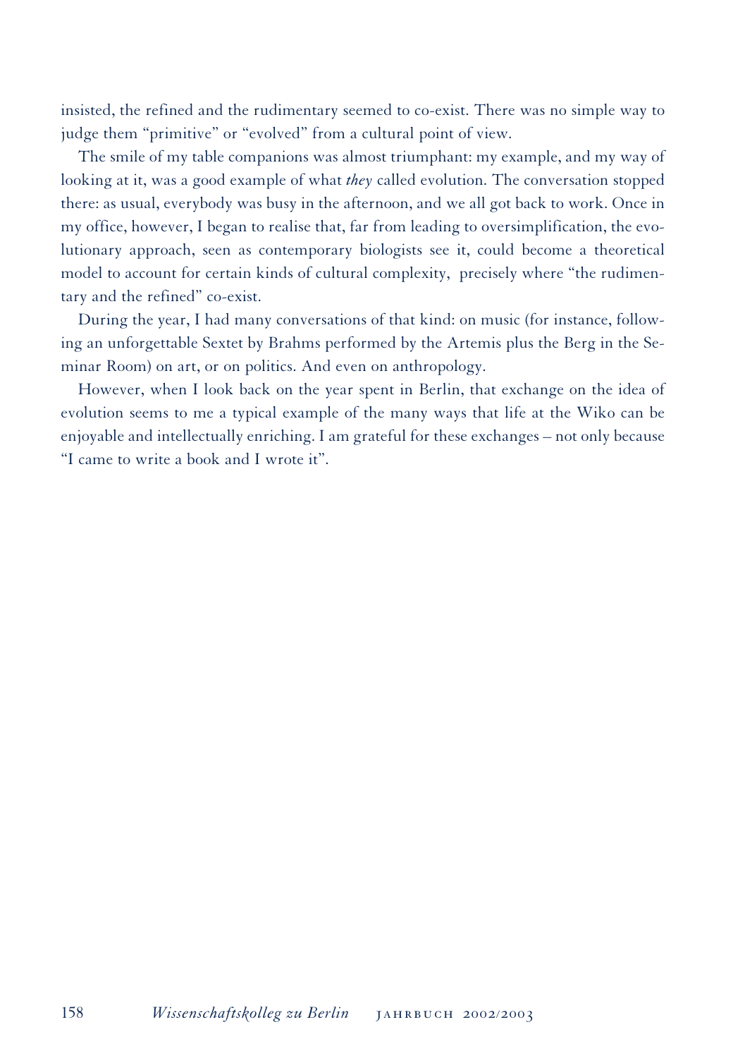insisted, the refined and the rudimentary seemed to co-exist. There was no simple way to judge them "primitive" or "evolved" from a cultural point of view.

The smile of my table companions was almost triumphant: my example, and my way of looking at it, was a good example of what *they* called evolution. The conversation stopped there: as usual, everybody was busy in the afternoon, and we all got back to work. Once in my office, however, I began to realise that, far from leading to oversimplification, the evolutionary approach, seen as contemporary biologists see it, could become a theoretical model to account for certain kinds of cultural complexity, precisely where "the rudimentary and the refined" co-exist.

During the year, I had many conversations of that kind: on music (for instance, following an unforgettable Sextet by Brahms performed by the Artemis plus the Berg in the Seminar Room) on art, or on politics. And even on anthropology.

However, when I look back on the year spent in Berlin, that exchange on the idea of evolution seems to me a typical example of the many ways that life at the Wiko can be enjoyable and intellectually enriching. I am grateful for these exchanges – not only because "I came to write a book and I wrote it".